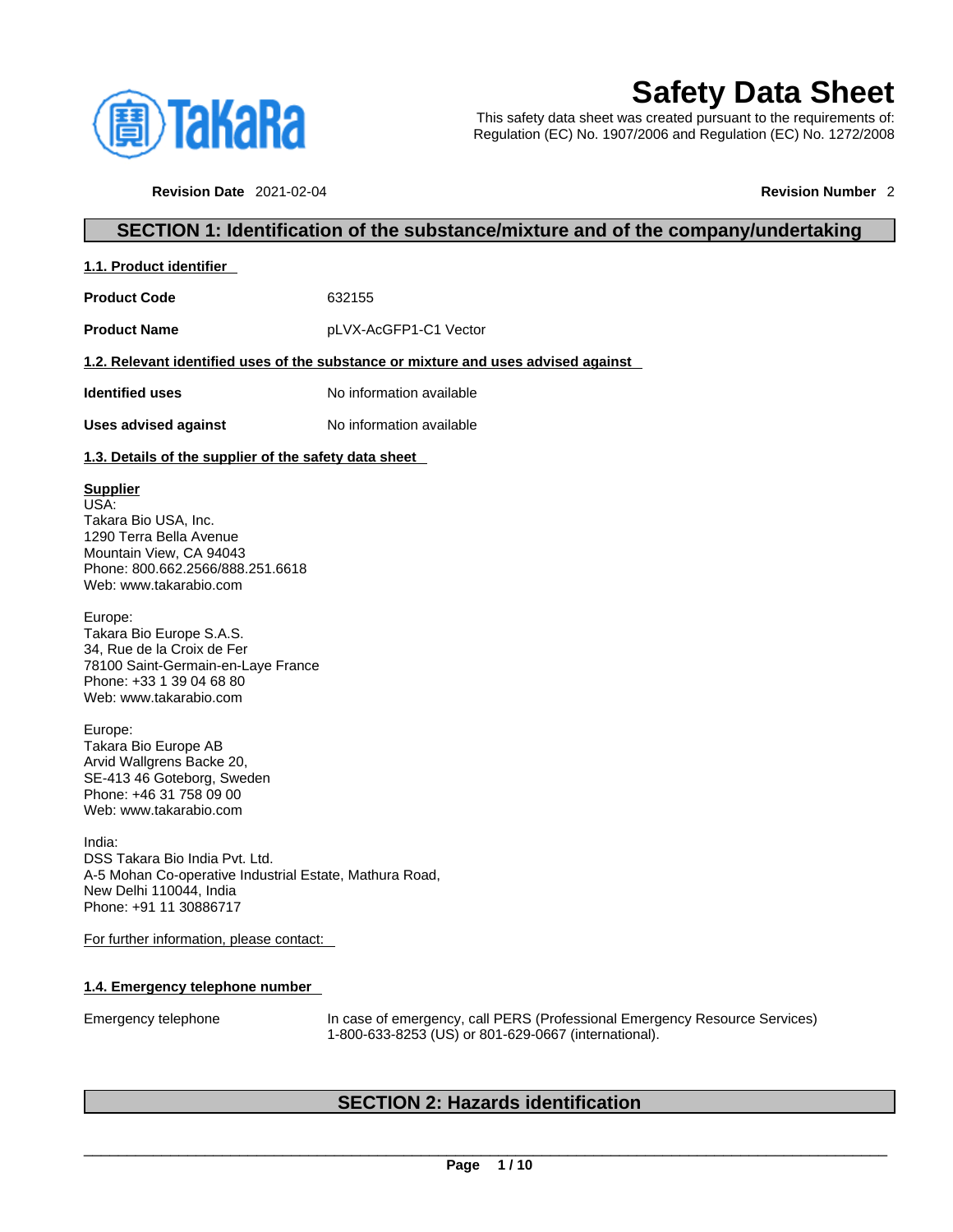# Safety Data Sheet

This safety data sheet was created pursuant to the requirements of:
Regulation (EC) No. 1907/2006 and Regulation (EC) No. 1272/2008

**Revision Date** 2021-02-04 **Revision Number** 2

## SECTION 1: Identification of the substance/mixture and of the company/undertaking

### 1.1. Product identifier

| | |
|---|---|
| **Product Code** | 632155 |
| **Product Name** | pLVX-AcGFP1-C1 Vector |

### 1.2. Relevant identified uses of the substance or mixture and uses advised against

| | |
|---|---|
| **Identified uses** | No information available |
| **Uses advised against** | No information available |

### 1.3. Details of the supplier of the safety data sheet

**Supplier**
USA:
Takara Bio USA, Inc.
1290 Terra Bella Avenue
Mountain View, CA 94043
Phone: 800.662.2566/888.251.6618
Web: www.takarabio.com

Europe:
Takara Bio Europe S.A.S.
34, Rue de la Croix de Fer
78100 Saint-Germain-en-Laye France
Phone: +33 1 39 04 68 80
Web: www.takarabio.com

Europe:
Takara Bio Europe AB
Arvid Wallgrens Backe 20,
SE-413 46 Goteborg, Sweden
Phone: +46 31 758 09 00
Web: www.takarabio.com

India:
DSS Takara Bio India Pvt. Ltd.
A-5 Mohan Co-operative Industrial Estate, Mathura Road,
New Delhi 110044, India
Phone: +91 11 30886717

For further information, please contact:

### 1.4. Emergency telephone number

| | |
|---|---|
| Emergency telephone | In case of emergency, call PERS (Professional Emergency Resource Services) 1-800-633-8253 (US) or 801-629-0667 (international). |

## SECTION 2: Hazards identification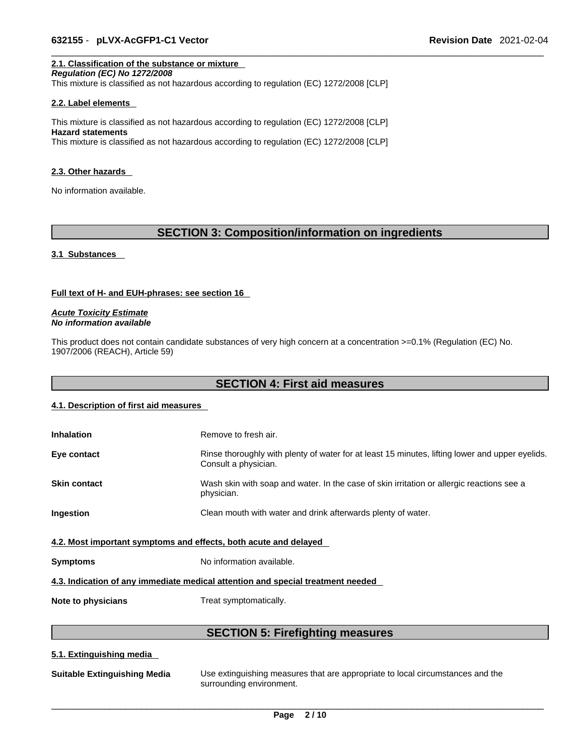### 2.1. Classification of the substance or mixture

***Regulation (EC) No 1272/2008***

This mixture is classified as not hazardous according to regulation (EC) 1272/2008 [CLP]

### 2.2. Label elements

This mixture is classified as not hazardous according to regulation (EC) 1272/2008 [CLP]

**Hazard statements**

This mixture is classified as not hazardous according to regulation (EC) 1272/2008 [CLP]

### 2.3. Other hazards

No information available.

## SECTION 3: Composition/information on ingredients

### 3.1 Substances

**Full text of H- and EUH-phrases: see section 16**

***Acute Toxicity Estimate***

***No information available***

This product does not contain candidate substances of very high concern at a concentration >=0.1% (Regulation (EC) No. 1907/2006 (REACH), Article 59)

## SECTION 4: First aid measures

### 4.1. Description of first aid measures

| | |
|---|---|
| **Inhalation** | Remove to fresh air. |
| **Eye contact** | Rinse thoroughly with plenty of water for at least 15 minutes, lifting lower and upper eyelids. Consult a physician. |
| **Skin contact** | Wash skin with soap and water. In the case of skin irritation or allergic reactions see a physician. |
| **Ingestion** | Clean mouth with water and drink afterwards plenty of water. |

### 4.2. Most important symptoms and effects, both acute and delayed

| | |
|---|---|
| **Symptoms** | No information available. |

### 4.3. Indication of any immediate medical attention and special treatment needed

| | |
|---|---|
| **Note to physicians** | Treat symptomatically. |

## SECTION 5: Firefighting measures

### 5.1. Extinguishing media

| | |
|---|---|
| **Suitable Extinguishing Media** | Use extinguishing measures that are appropriate to local circumstances and the surrounding environment. |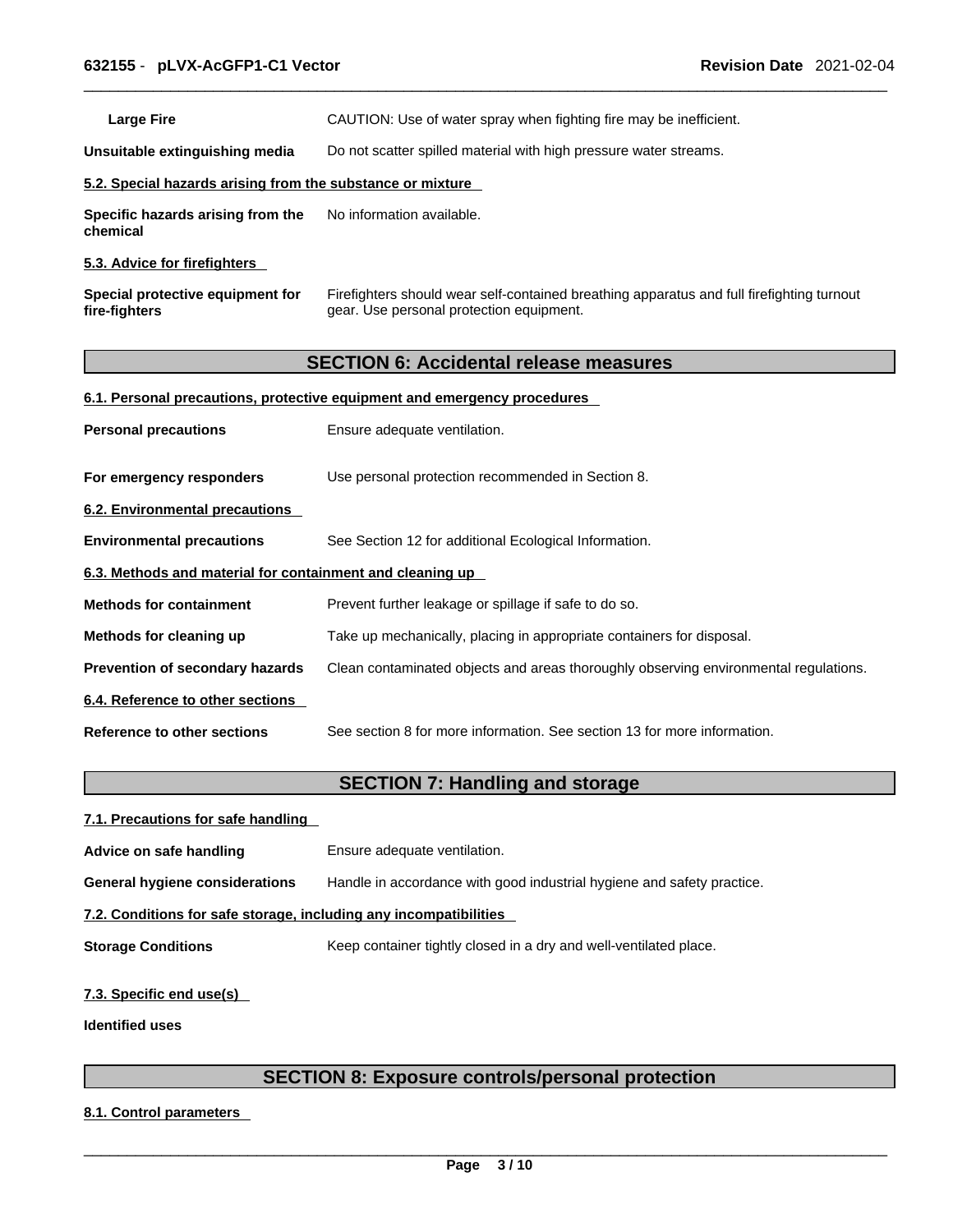**Large Fire** CAUTION: Use of water spray when fighting fire may be inefficient.

**Unsuitable extinguishing media** Do not scatter spilled material with high pressure water streams.

**5.2. Special hazards arising from the substance or mixture**

**Specific hazards arising from the chemical** No information available.

**5.3. Advice for firefighters**

**Special protective equipment for fire-fighters** Firefighters should wear self-contained breathing apparatus and full firefighting turnout gear. Use personal protection equipment.

## SECTION 6: Accidental release measures

**6.1. Personal precautions, protective equipment and emergency procedures**

**Personal precautions** Ensure adequate ventilation.

**For emergency responders** Use personal protection recommended in Section 8.

**6.2. Environmental precautions**

**Environmental precautions** See Section 12 for additional Ecological Information.

**6.3. Methods and material for containment and cleaning up**

**Methods for containment** Prevent further leakage or spillage if safe to do so.

**Methods for cleaning up** Take up mechanically, placing in appropriate containers for disposal.

**Prevention of secondary hazards** Clean contaminated objects and areas thoroughly observing environmental regulations.

**6.4. Reference to other sections**

**Reference to other sections** See section 8 for more information. See section 13 for more information.

## SECTION 7: Handling and storage

**7.1. Precautions for safe handling**

**Advice on safe handling** Ensure adequate ventilation.

**General hygiene considerations** Handle in accordance with good industrial hygiene and safety practice.

**7.2. Conditions for safe storage, including any incompatibilities**

**Storage Conditions** Keep container tightly closed in a dry and well-ventilated place.

**7.3. Specific end use(s)**

**Identified uses**

## SECTION 8: Exposure controls/personal protection

**8.1. Control parameters**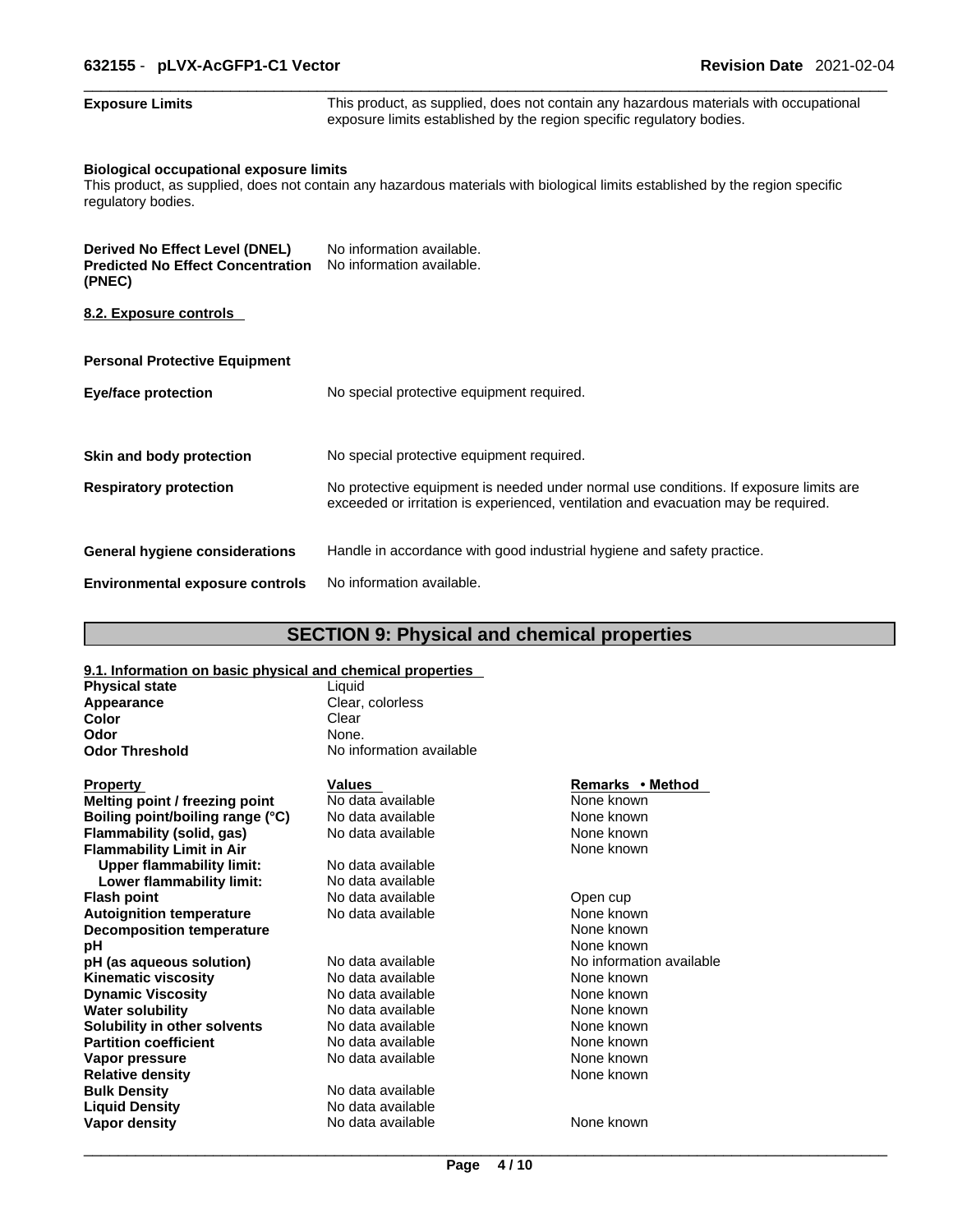| | |
|---|---|
| **Exposure Limits** | This product, as supplied, does not contain any hazardous materials with occupational exposure limits established by the region specific regulatory bodies. |

**Biological occupational exposure limits**

This product, as supplied, does not contain any hazardous materials with biological limits established by the region specific regulatory bodies.

| | |
|---|---|
| **Derived No Effect Level (DNEL)** | No information available. |
| **Predicted No Effect Concentration (PNEC)** | No information available. |

**8.2. Exposure controls**

**Personal Protective Equipment**

| | |
|---|---|
| **Eye/face protection** | No special protective equipment required. |
| **Skin and body protection** | No special protective equipment required. |
| **Respiratory protection** | No protective equipment is needed under normal use conditions. If exposure limits are exceeded or irritation is experienced, ventilation and evacuation may be required. |
| **General hygiene considerations** | Handle in accordance with good industrial hygiene and safety practice. |
| **Environmental exposure controls** | No information available. |

# SECTION 9: Physical and chemical properties

**9.1. Information on basic physical and chemical properties**

| | |
|---|---|
| **Physical state** | Liquid |
| **Appearance** | Clear, colorless |
| **Color** | Clear |
| **Odor** | None. |
| **Odor Threshold** | No information available |

| Property | Values | Remarks • Method |
|---|---|---|
| **Melting point / freezing point** | No data available | None known |
| **Boiling point/boiling range (°C)** | No data available | None known |
| **Flammability (solid, gas)** | No data available | None known |
| **Flammability Limit in Air** | | None known |
| **Upper flammability limit:** | No data available | |
| **Lower flammability limit:** | No data available | |
| **Flash point** | No data available | Open cup |
| **Autoignition temperature** | No data available | None known |
| **Decomposition temperature** | | None known |
| **pH** | | None known |
| **pH (as aqueous solution)** | No data available | No information available |
| **Kinematic viscosity** | No data available | None known |
| **Dynamic Viscosity** | No data available | None known |
| **Water solubility** | No data available | None known |
| **Solubility in other solvents** | No data available | None known |
| **Partition coefficient** | No data available | None known |
| **Vapor pressure** | No data available | None known |
| **Relative density** | | None known |
| **Bulk Density** | No data available | |
| **Liquid Density** | No data available | |
| **Vapor density** | No data available | None known |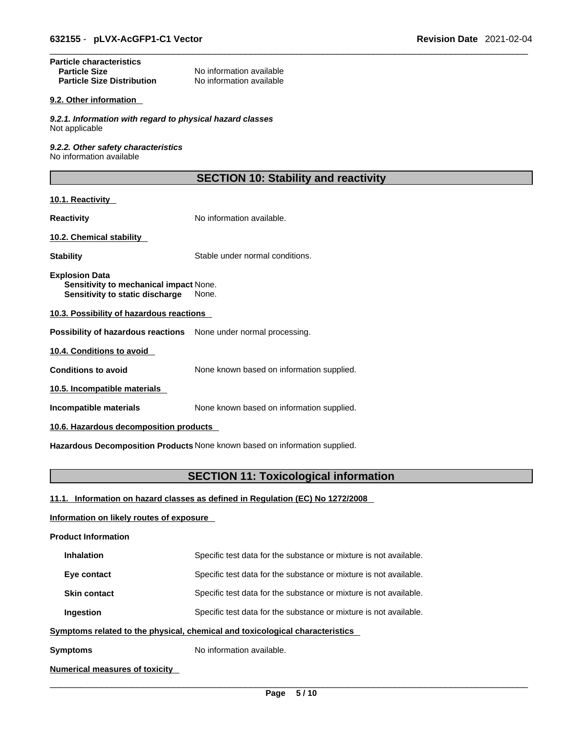**Particle characteristics**

| | |
|---|---|
| **Particle Size** | No information available |
| **Particle Size Distribution** | No information available |

**9.2. Other information**

***9.2.1. Information with regard to physical hazard classes***
Not applicable

***9.2.2. Other safety characteristics***
No information available

## SECTION 10: Stability and reactivity

**10.1. Reactivity**

**Reactivity** No information available.

**10.2. Chemical stability**

**Stability** Stable under normal conditions.

**Explosion Data**

| | |
|---|---|
| **Sensitivity to mechanical impact** | None. |
| **Sensitivity to static discharge** | None. |

**10.3. Possibility of hazardous reactions**

**Possibility of hazardous reactions** None under normal processing.

**10.4. Conditions to avoid**

**Conditions to avoid** None known based on information supplied.

**10.5. Incompatible materials**

**Incompatible materials** None known based on information supplied.

**10.6. Hazardous decomposition products**

**Hazardous Decomposition Products** None known based on information supplied.

## SECTION 11: Toxicological information

**11.1. Information on hazard classes as defined in Regulation (EC) No 1272/2008**

**Information on likely routes of exposure**

**Product Information**

| | |
|---|---|
| **Inhalation** | Specific test data for the substance or mixture is not available. |
| **Eye contact** | Specific test data for the substance or mixture is not available. |
| **Skin contact** | Specific test data for the substance or mixture is not available. |
| **Ingestion** | Specific test data for the substance or mixture is not available. |

**Symptoms related to the physical, chemical and toxicological characteristics**

**Symptoms** No information available.

**Numerical measures of toxicity**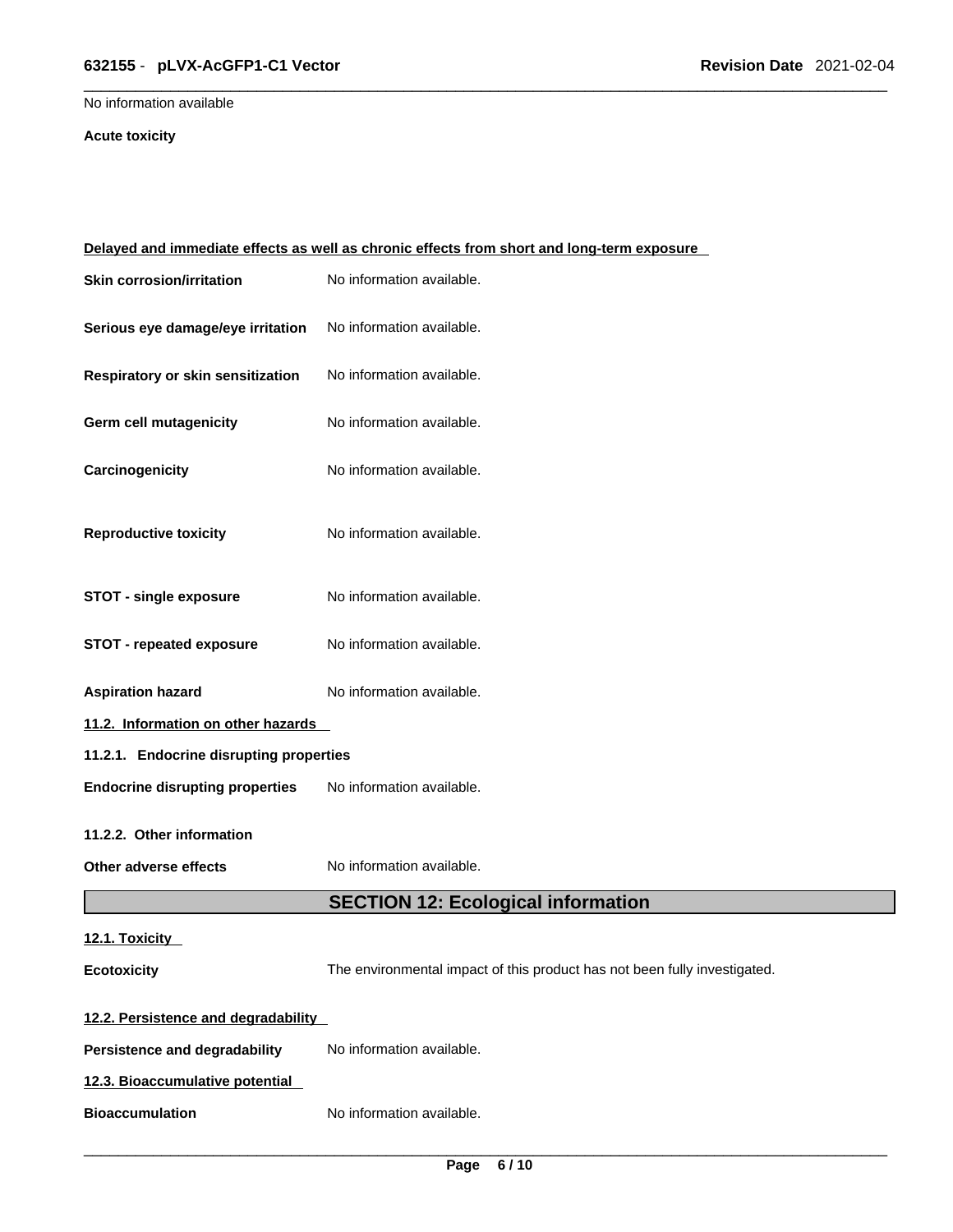No information available

**Acute toxicity**

**Delayed and immediate effects as well as chronic effects from short and long-term exposure**

| | |
|---|---|
| **Skin corrosion/irritation** | No information available. |
| **Serious eye damage/eye irritation** | No information available. |
| **Respiratory or skin sensitization** | No information available. |
| **Germ cell mutagenicity** | No information available. |
| **Carcinogenicity** | No information available. |
| **Reproductive toxicity** | No information available. |
| **STOT - single exposure** | No information available. |
| **STOT - repeated exposure** | No information available. |
| **Aspiration hazard** | No information available. |

**11.2. Information on other hazards**

**11.2.1. Endocrine disrupting properties**

**Endocrine disrupting properties** No information available.

**11.2.2. Other information**

**Other adverse effects** No information available.

## SECTION 12: Ecological information

**12.1. Toxicity**

**Ecotoxicity** The environmental impact of this product has not been fully investigated.

**12.2. Persistence and degradability**

**Persistence and degradability** No information available.

**12.3. Bioaccumulative potential**

**Bioaccumulation** No information available.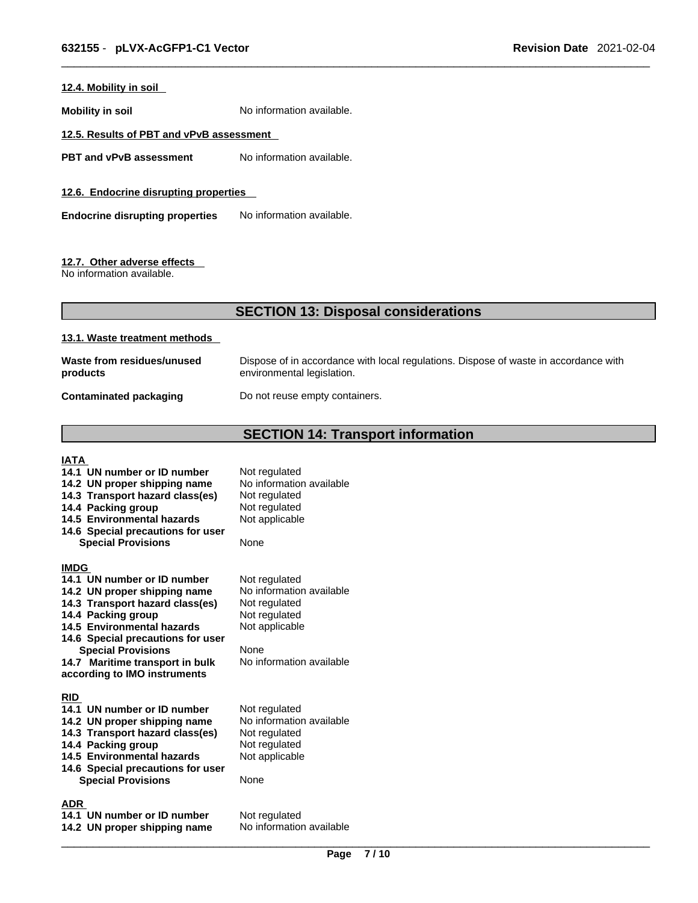**12.4. Mobility in soil**

**Mobility in soil** No information available.

**12.5. Results of PBT and vPvB assessment**

**PBT and vPvB assessment** No information available.

**12.6. Endocrine disrupting properties**

**Endocrine disrupting properties** No information available.

**12.7. Other adverse effects**

No information available.

## SECTION 13: Disposal considerations

**13.1. Waste treatment methods**

| | |
|---|---|
| **Waste from residues/unused products** | Dispose of in accordance with local regulations. Dispose of waste in accordance with environmental legislation. |
| **Contaminated packaging** | Do not reuse empty containers. |

## SECTION 14: Transport information

**IATA**

| | |
|---|---|
| **14.1 UN number or ID number** | Not regulated |
| **14.2 UN proper shipping name** | No information available |
| **14.3 Transport hazard class(es)** | Not regulated |
| **14.4 Packing group** | Not regulated |
| **14.5 Environmental hazards** | Not applicable |
| **14.6 Special precautions for user** | |
| **Special Provisions** | None |

**IMDG**

| | |
|---|---|
| **14.1 UN number or ID number** | Not regulated |
| **14.2 UN proper shipping name** | No information available |
| **14.3 Transport hazard class(es)** | Not regulated |
| **14.4 Packing group** | Not regulated |
| **14.5 Environmental hazards** | Not applicable |
| **14.6 Special precautions for user** | |
| **Special Provisions** | None |
| **14.7 Maritime transport in bulk according to IMO instruments** | No information available |

**RID**

| | |
|---|---|
| **14.1 UN number or ID number** | Not regulated |
| **14.2 UN proper shipping name** | No information available |
| **14.3 Transport hazard class(es)** | Not regulated |
| **14.4 Packing group** | Not regulated |
| **14.5 Environmental hazards** | Not applicable |
| **14.6 Special precautions for user** | |
| **Special Provisions** | None |

**ADR**

| | |
|---|---|
| **14.1 UN number or ID number** | Not regulated |
| **14.2 UN proper shipping name** | No information available |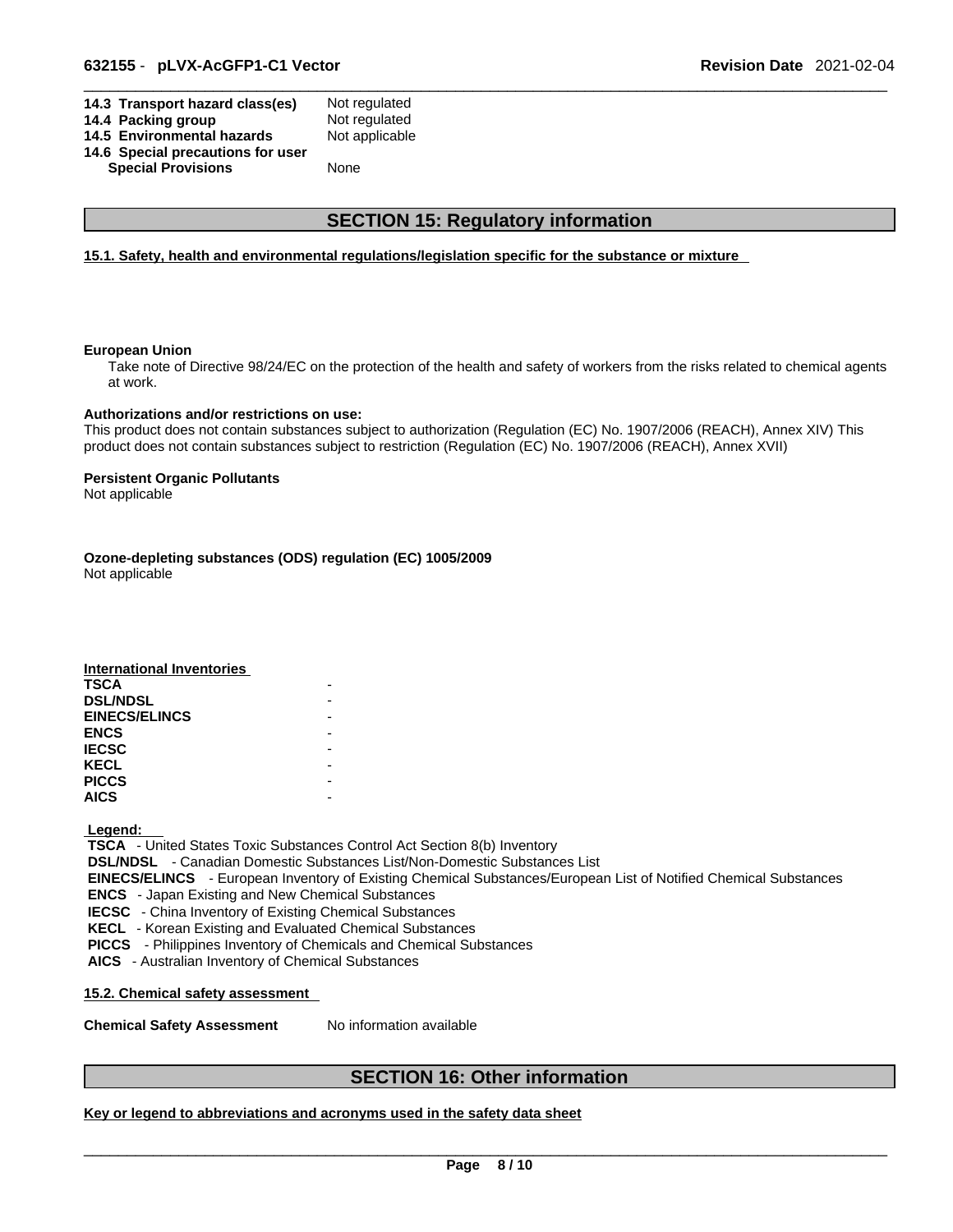| | |
|---|---|
| **14.3 Transport hazard class(es)** | Not regulated |
| **14.4 Packing group** | Not regulated |
| **14.5 Environmental hazards** | Not applicable |
| **14.6 Special precautions for user** | |
| **Special Provisions** | None |

## SECTION 15: Regulatory information

**15.1. Safety, health and environmental regulations/legislation specific for the substance or mixture**

**European Union**

Take note of Directive 98/24/EC on the protection of the health and safety of workers from the risks related to chemical agents at work.

**Authorizations and/or restrictions on use:**

This product does not contain substances subject to authorization (Regulation (EC) No. 1907/2006 (REACH), Annex XIV) This product does not contain substances subject to restriction (Regulation (EC) No. 1907/2006 (REACH), Annex XVII)

**Persistent Organic Pollutants**

Not applicable

**Ozone-depleting substances (ODS) regulation (EC) 1005/2009**

Not applicable

**International Inventories**

| | |
|---|---|
| **TSCA** | - |
| **DSL/NDSL** | - |
| **EINECS/ELINCS** | - |
| **ENCS** | - |
| **IECSC** | - |
| **KECL** | - |
| **PICCS** | - |
| **AICS** | - |

**Legend:**

**TSCA** - United States Toxic Substances Control Act Section 8(b) Inventory
**DSL/NDSL** - Canadian Domestic Substances List/Non-Domestic Substances List
**EINECS/ELINCS** - European Inventory of Existing Chemical Substances/European List of Notified Chemical Substances
**ENCS** - Japan Existing and New Chemical Substances
**IECSC** - China Inventory of Existing Chemical Substances
**KECL** - Korean Existing and Evaluated Chemical Substances
**PICCS** - Philippines Inventory of Chemicals and Chemical Substances
**AICS** - Australian Inventory of Chemical Substances

**15.2. Chemical safety assessment**

**Chemical Safety Assessment** No information available

## SECTION 16: Other information

**Key or legend to abbreviations and acronyms used in the safety data sheet**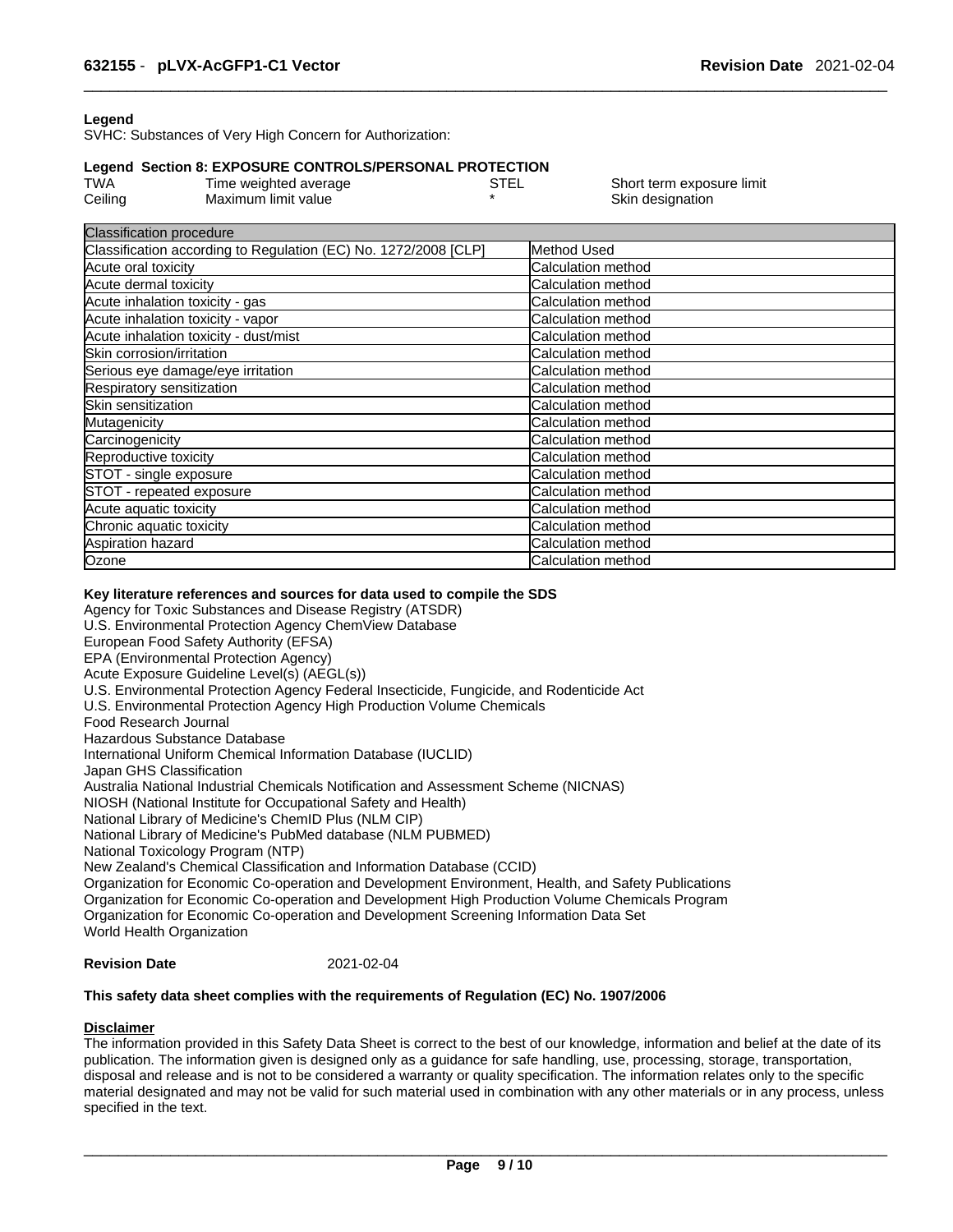**Legend**
SVHC: Substances of Very High Concern for Authorization:

**Legend Section 8: EXPOSURE CONTROLS/PERSONAL PROTECTION**

| | | | |
|---|---|---|---|
| TWA | Time weighted average | STEL | Short term exposure limit |
| Ceiling | Maximum limit value | * | Skin designation |

| Classification procedure | |
|---|---|
| Classification according to Regulation (EC) No. 1272/2008 [CLP] | Method Used |
| Acute oral toxicity | Calculation method |
| Acute dermal toxicity | Calculation method |
| Acute inhalation toxicity - gas | Calculation method |
| Acute inhalation toxicity - vapor | Calculation method |
| Acute inhalation toxicity - dust/mist | Calculation method |
| Skin corrosion/irritation | Calculation method |
| Serious eye damage/eye irritation | Calculation method |
| Respiratory sensitization | Calculation method |
| Skin sensitization | Calculation method |
| Mutagenicity | Calculation method |
| Carcinogenicity | Calculation method |
| Reproductive toxicity | Calculation method |
| STOT - single exposure | Calculation method |
| STOT - repeated exposure | Calculation method |
| Acute aquatic toxicity | Calculation method |
| Chronic aquatic toxicity | Calculation method |
| Aspiration hazard | Calculation method |
| Ozone | Calculation method |

**Key literature references and sources for data used to compile the SDS**
Agency for Toxic Substances and Disease Registry (ATSDR)
U.S. Environmental Protection Agency ChemView Database
European Food Safety Authority (EFSA)
EPA (Environmental Protection Agency)
Acute Exposure Guideline Level(s) (AEGL(s))
U.S. Environmental Protection Agency Federal Insecticide, Fungicide, and Rodenticide Act
U.S. Environmental Protection Agency High Production Volume Chemicals
Food Research Journal
Hazardous Substance Database
International Uniform Chemical Information Database (IUCLID)
Japan GHS Classification
Australia National Industrial Chemicals Notification and Assessment Scheme (NICNAS)
NIOSH (National Institute for Occupational Safety and Health)
National Library of Medicine's ChemID Plus (NLM CIP)
National Library of Medicine's PubMed database (NLM PUBMED)
National Toxicology Program (NTP)
New Zealand's Chemical Classification and Information Database (CCID)
Organization for Economic Co-operation and Development Environment, Health, and Safety Publications
Organization for Economic Co-operation and Development High Production Volume Chemicals Program
Organization for Economic Co-operation and Development Screening Information Data Set
World Health Organization

**Revision Date** 2021-02-04

**This safety data sheet complies with the requirements of Regulation (EC) No. 1907/2006**

**Disclaimer**
The information provided in this Safety Data Sheet is correct to the best of our knowledge, information and belief at the date of its publication. The information given is designed only as a guidance for safe handling, use, processing, storage, transportation, disposal and release and is not to be considered a warranty or quality specification. The information relates only to the specific material designated and may not be valid for such material used in combination with any other materials or in any process, unless specified in the text.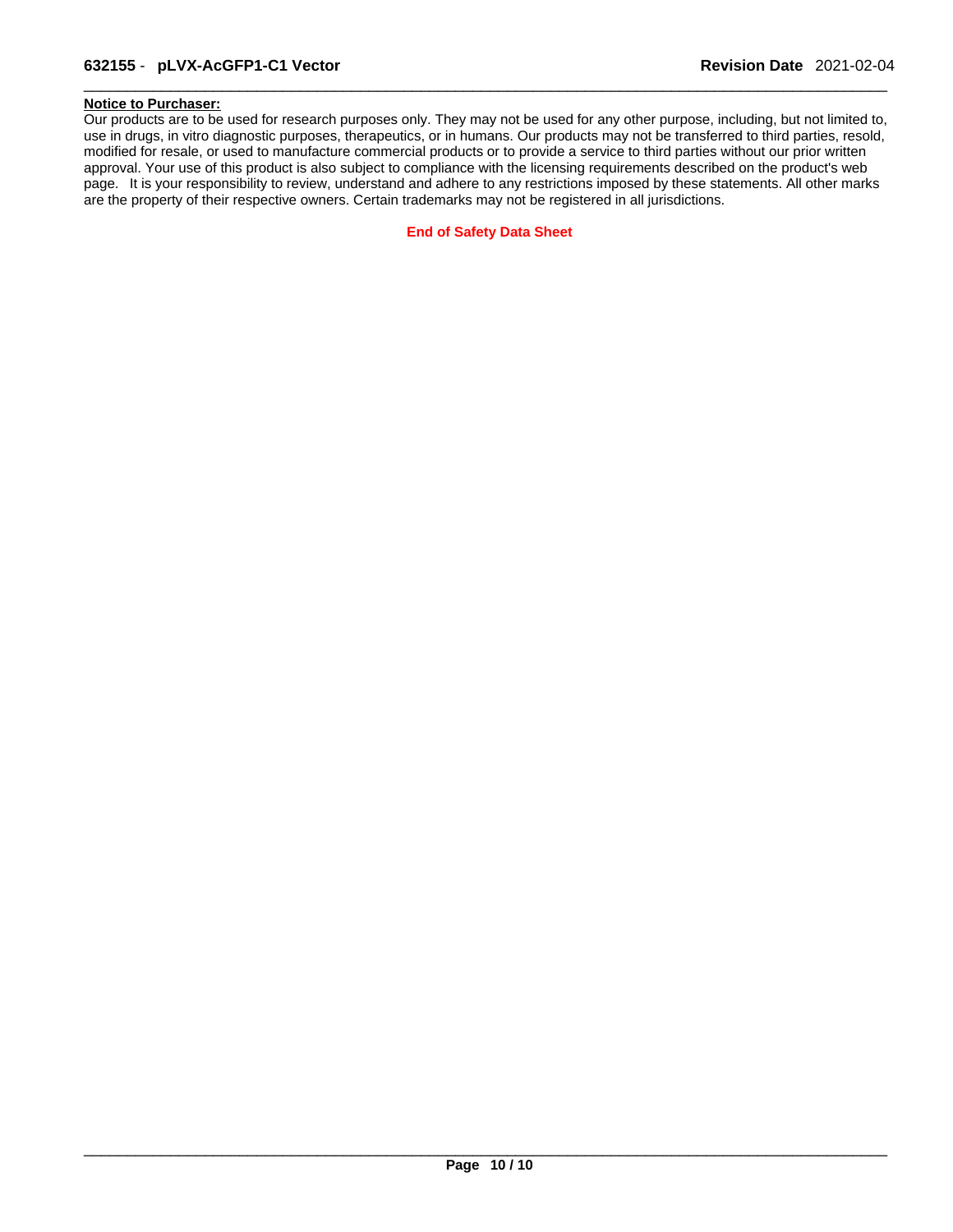**Notice to Purchaser:**

Our products are to be used for research purposes only. They may not be used for any other purpose, including, but not limited to, use in drugs, in vitro diagnostic purposes, therapeutics, or in humans. Our products may not be transferred to third parties, resold, modified for resale, or used to manufacture commercial products or to provide a service to third parties without our prior written approval. Your use of this product is also subject to compliance with the licensing requirements described on the product's web page. It is your responsibility to review, understand and adhere to any restrictions imposed by these statements. All other marks are the property of their respective owners. Certain trademarks may not be registered in all jurisdictions.

**End of Safety Data Sheet**